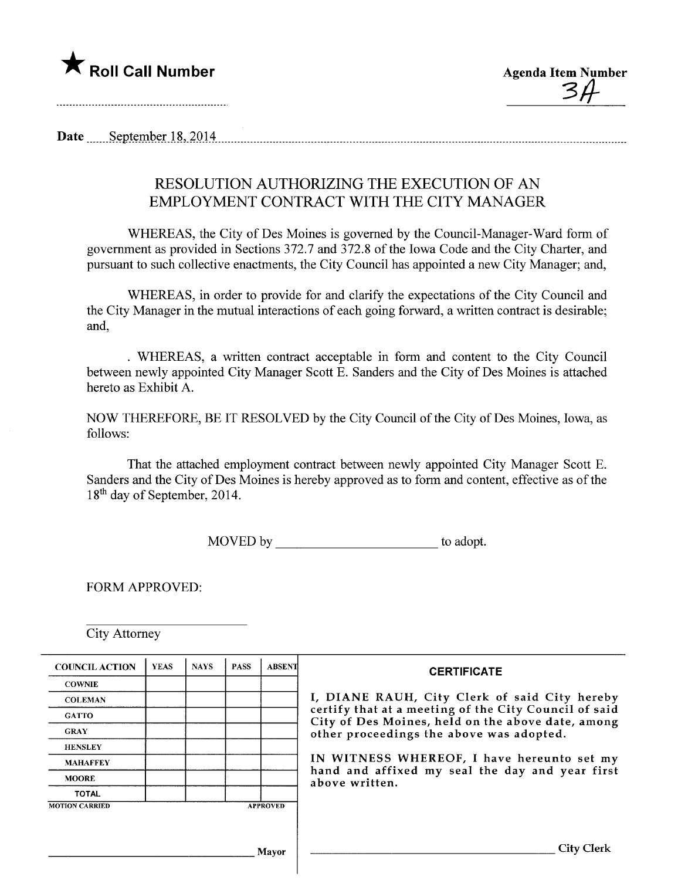★ **Roll Call Number**

**Agenda Item Number**
3A

**Date** September 18, 2014

## RESOLUTION AUTHORIZING THE EXECUTION OF AN EMPLOYMENT CONTRACT WITH THE CITY MANAGER

WHEREAS, the City of Des Moines is governed by the Council-Manager-Ward form of government as provided in Sections 372.7 and 372.8 of the Iowa Code and the City Charter, and pursuant to such collective enactments, the City Council has appointed a new City Manager; and,

WHEREAS, in order to provide for and clarify the expectations of the City Council and the City Manager in the mutual interactions of each going forward, a written contract is desirable; and,

. WHEREAS, a written contract acceptable in form and content to the City Council between newly appointed City Manager Scott E. Sanders and the City of Des Moines is attached hereto as Exhibit A.

NOW THEREFORE, BE IT RESOLVED by the City Council of the City of Des Moines, Iowa, as follows:

That the attached employment contract between newly appointed City Manager Scott E. Sanders and the City of Des Moines is hereby approved as to form and content, effective as of the 18th day of September, 2014.

MOVED by ________________________ to adopt.

FORM APPROVED:

________________________
City Attorney

| COUNCIL ACTION | YEAS | NAYS | PASS | ABSENT |
|---|---|---|---|---|
| COWNIE | | | | |
| COLEMAN | | | | |
| GATTO | | | | |
| GRAY | | | | |
| HENSLEY | | | | |
| MAHAFFEY | | | | |
| MOORE | | | | |
| TOTAL | | | | |

MOTION CARRIED APPROVED

________________________ Mayor

**CERTIFICATE**

I, DIANE RAUH, City Clerk of said City hereby certify that at a meeting of the City Council of said City of Des Moines, held on the above date, among other proceedings the above was adopted.

IN WITNESS WHEREOF, I have hereunto set my hand and affixed my seal the day and year first above written.

________________________ City Clerk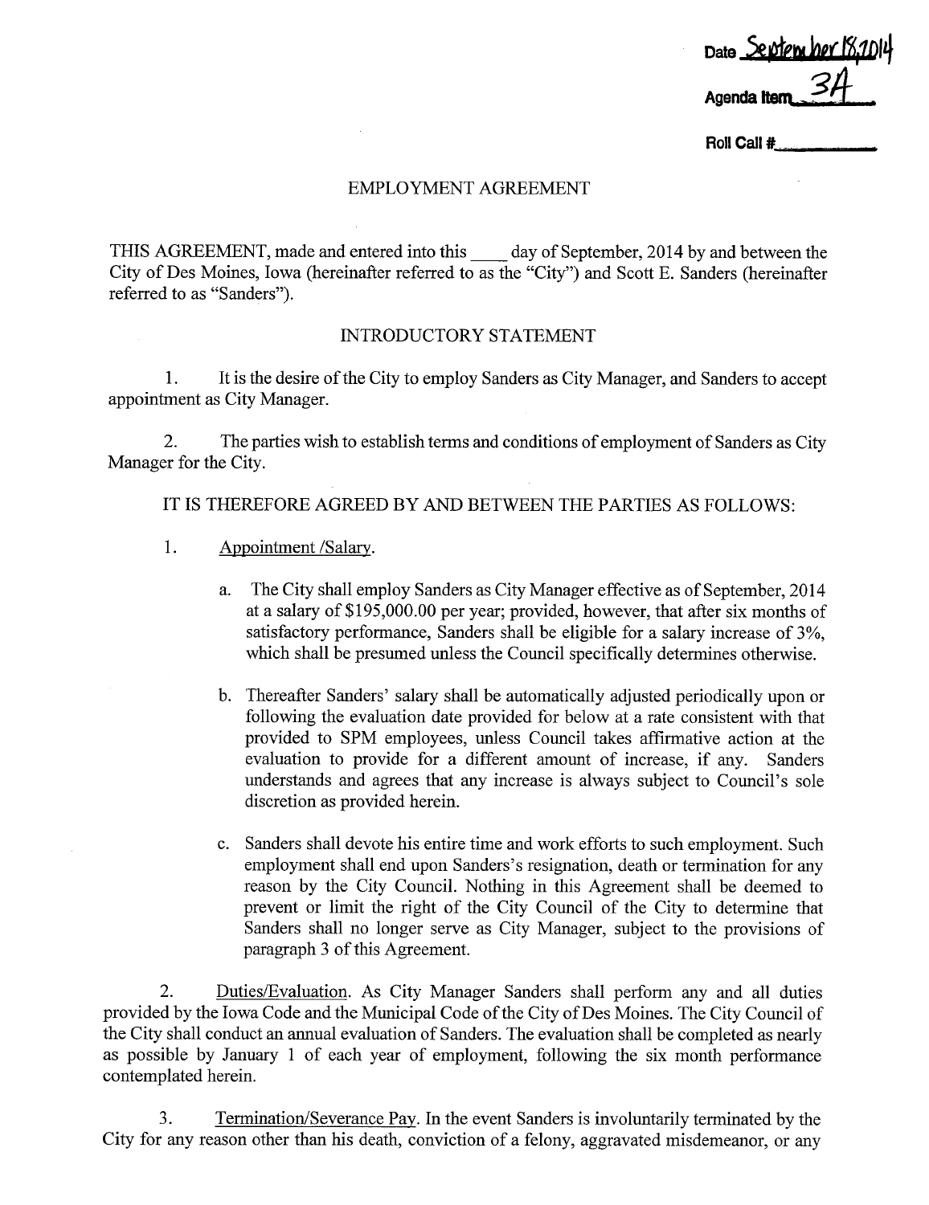Date September 18, 2014

Agenda Item 34

Roll Call #\_\_\_\_\_\_\_\_

EMPLOYMENT AGREEMENT

THIS AGREEMENT, made and entered into this \_\_\_\_ day of September, 2014 by and between the City of Des Moines, Iowa (hereinafter referred to as the "City") and Scott E. Sanders (hereinafter referred to as "Sanders").

INTRODUCTORY STATEMENT

1. It is the desire of the City to employ Sanders as City Manager, and Sanders to accept appointment as City Manager.

2. The parties wish to establish terms and conditions of employment of Sanders as City Manager for the City.

IT IS THEREFORE AGREED BY AND BETWEEN THE PARTIES AS FOLLOWS:

1. Appointment /Salary.

   a. The City shall employ Sanders as City Manager effective as of September, 2014 at a salary of $195,000.00 per year; provided, however, that after six months of satisfactory performance, Sanders shall be eligible for a salary increase of 3%, which shall be presumed unless the Council specifically determines otherwise.

   b. Thereafter Sanders' salary shall be automatically adjusted periodically upon or following the evaluation date provided for below at a rate consistent with that provided to SPM employees, unless Council takes affirmative action at the evaluation to provide for a different amount of increase, if any. Sanders understands and agrees that any increase is always subject to Council's sole discretion as provided herein.

   c. Sanders shall devote his entire time and work efforts to such employment. Such employment shall end upon Sanders's resignation, death or termination for any reason by the City Council. Nothing in this Agreement shall be deemed to prevent or limit the right of the City Council of the City to determine that Sanders shall no longer serve as City Manager, subject to the provisions of paragraph 3 of this Agreement.

2. Duties/Evaluation. As City Manager Sanders shall perform any and all duties provided by the Iowa Code and the Municipal Code of the City of Des Moines. The City Council of the City shall conduct an annual evaluation of Sanders. The evaluation shall be completed as nearly as possible by January 1 of each year of employment, following the six month performance contemplated herein.

3. Termination/Severance Pay. In the event Sanders is involuntarily terminated by the City for any reason other than his death, conviction of a felony, aggravated misdemeanor, or any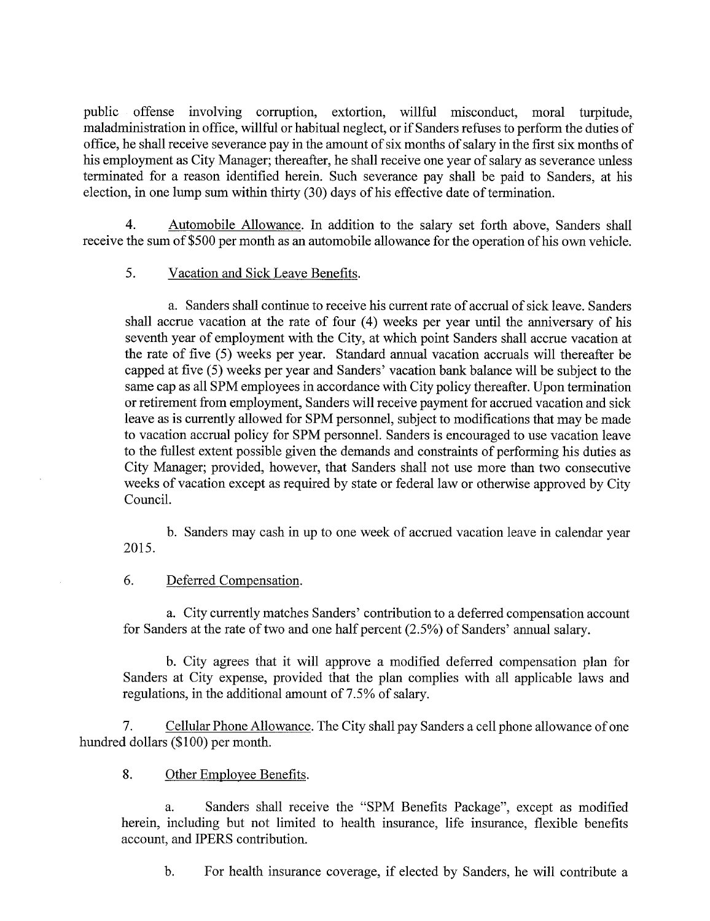public offense involving corruption, extortion, willful misconduct, moral turpitude, maladministration in office, willful or habitual neglect, or if Sanders refuses to perform the duties of office, he shall receive severance pay in the amount of six months of salary in the first six months of his employment as City Manager; thereafter, he shall receive one year of salary as severance unless terminated for a reason identified herein. Such severance pay shall be paid to Sanders, at his election, in one lump sum within thirty (30) days of his effective date of termination.

4. Automobile Allowance. In addition to the salary set forth above, Sanders shall receive the sum of $500 per month as an automobile allowance for the operation of his own vehicle.

5. Vacation and Sick Leave Benefits.

a. Sanders shall continue to receive his current rate of accrual of sick leave. Sanders shall accrue vacation at the rate of four (4) weeks per year until the anniversary of his seventh year of employment with the City, at which point Sanders shall accrue vacation at the rate of five (5) weeks per year. Standard annual vacation accruals will thereafter be capped at five (5) weeks per year and Sanders' vacation bank balance will be subject to the same cap as all SPM employees in accordance with City policy thereafter. Upon termination or retirement from employment, Sanders will receive payment for accrued vacation and sick leave as is currently allowed for SPM personnel, subject to modifications that may be made to vacation accrual policy for SPM personnel. Sanders is encouraged to use vacation leave to the fullest extent possible given the demands and constraints of performing his duties as City Manager; provided, however, that Sanders shall not use more than two consecutive weeks of vacation except as required by state or federal law or otherwise approved by City Council.

b. Sanders may cash in up to one week of accrued vacation leave in calendar year 2015.

6. Deferred Compensation.

a. City currently matches Sanders' contribution to a deferred compensation account for Sanders at the rate of two and one half percent (2.5%) of Sanders' annual salary.

b. City agrees that it will approve a modified deferred compensation plan for Sanders at City expense, provided that the plan complies with all applicable laws and regulations, in the additional amount of 7.5% of salary.

7. Cellular Phone Allowance. The City shall pay Sanders a cell phone allowance of one hundred dollars ($100) per month.

8. Other Employee Benefits.

a. Sanders shall receive the "SPM Benefits Package", except as modified herein, including but not limited to health insurance, life insurance, flexible benefits account, and IPERS contribution.

b. For health insurance coverage, if elected by Sanders, he will contribute a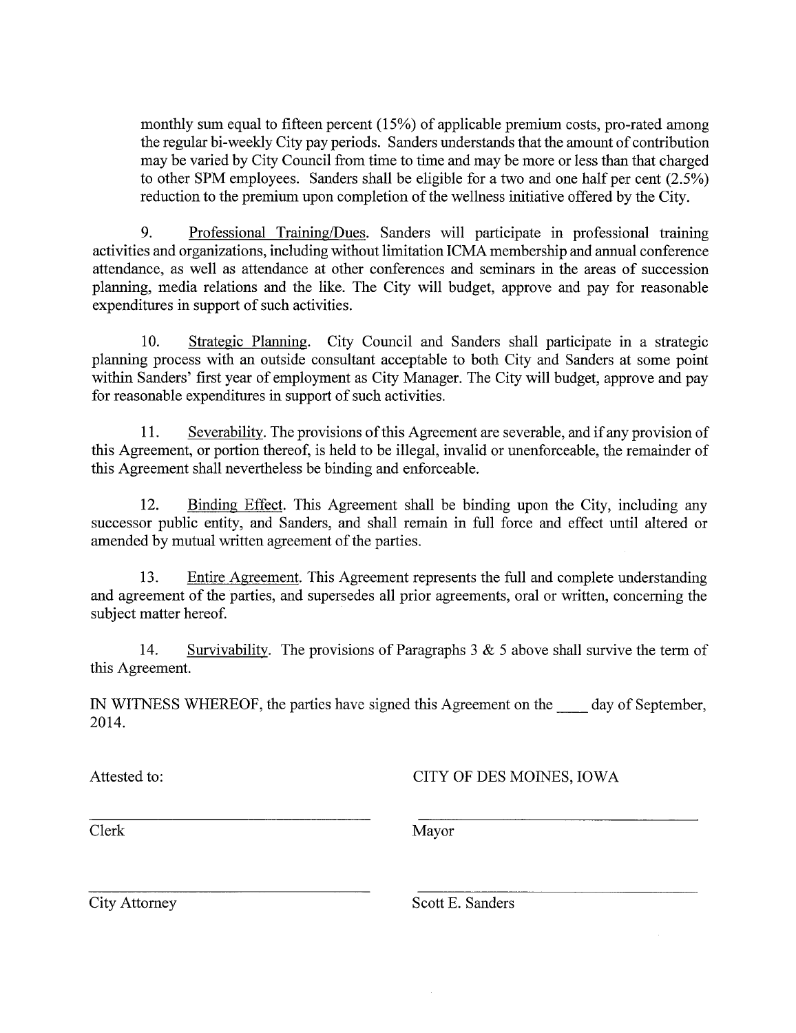monthly sum equal to fifteen percent (15%) of applicable premium costs, pro-rated among the regular bi-weekly City pay periods. Sanders understands that the amount of contribution may be varied by City Council from time to time and may be more or less than that charged to other SPM employees. Sanders shall be eligible for a two and one half per cent (2.5%) reduction to the premium upon completion of the wellness initiative offered by the City.

9. Professional Training/Dues. Sanders will participate in professional training activities and organizations, including without limitation ICMA membership and annual conference attendance, as well as attendance at other conferences and seminars in the areas of succession planning, media relations and the like. The City will budget, approve and pay for reasonable expenditures in support of such activities.

10. Strategic Planning. City Council and Sanders shall participate in a strategic planning process with an outside consultant acceptable to both City and Sanders at some point within Sanders' first year of employment as City Manager. The City will budget, approve and pay for reasonable expenditures in support of such activities.

11. Severability. The provisions of this Agreement are severable, and if any provision of this Agreement, or portion thereof, is held to be illegal, invalid or unenforceable, the remainder of this Agreement shall nevertheless be binding and enforceable.

12. Binding Effect. This Agreement shall be binding upon the City, including any successor public entity, and Sanders, and shall remain in full force and effect until altered or amended by mutual written agreement of the parties.

13. Entire Agreement. This Agreement represents the full and complete understanding and agreement of the parties, and supersedes all prior agreements, oral or written, concerning the subject matter hereof.

14. Survivability. The provisions of Paragraphs 3 & 5 above shall survive the term of this Agreement.

IN WITNESS WHEREOF, the parties have signed this Agreement on the ____ day of September, 2014.

Attested to:

CITY OF DES MOINES, IOWA

\_\_\_\_\_\_\_\_\_\_\_\_\_\_\_\_\_\_\_\_\_\_\_\_\_\_\_\_
Clerk

\_\_\_\_\_\_\_\_\_\_\_\_\_\_\_\_\_\_\_\_\_\_\_\_\_\_\_\_
Mayor

\_\_\_\_\_\_\_\_\_\_\_\_\_\_\_\_\_\_\_\_\_\_\_\_\_\_\_\_
City Attorney

\_\_\_\_\_\_\_\_\_\_\_\_\_\_\_\_\_\_\_\_\_\_\_\_\_\_\_\_
Scott E. Sanders